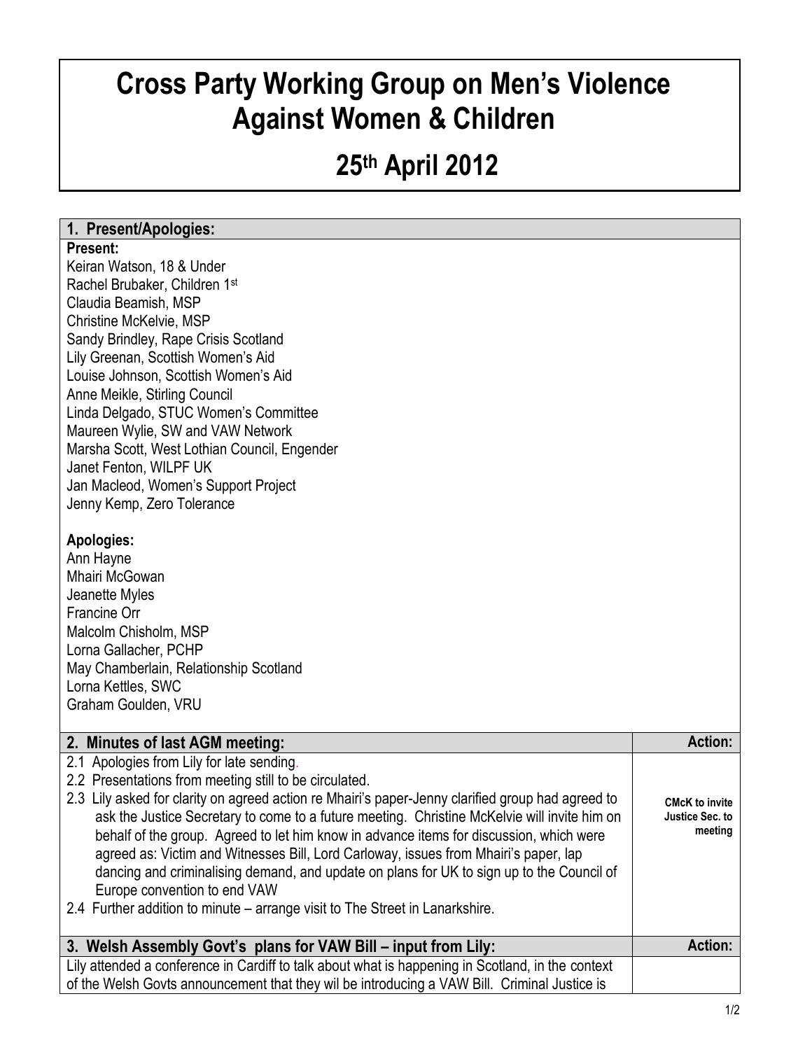# Cross Party Working Group on Men's Violence Against Women & Children

## 25th April 2012

### 1. Present/Apologies:

**Present:**

Keiran Watson, 18 & Under
Rachel Brubaker, Children 1st
Claudia Beamish, MSP
Christine McKelvie, MSP
Sandy Brindley, Rape Crisis Scotland
Lily Greenan, Scottish Women's Aid
Louise Johnson, Scottish Women's Aid
Anne Meikle, Stirling Council
Linda Delgado, STUC Women's Committee
Maureen Wylie, SW and VAW Network
Marsha Scott, West Lothian Council, Engender
Janet Fenton, WILPF UK
Jan Macleod, Women's Support Project
Jenny Kemp, Zero Tolerance

**Apologies:**

Ann Hayne
Mhairi McGowan
Jeanette Myles
Francine Orr
Malcolm Chisholm, MSP
Lorna Gallacher, PCHP
May Chamberlain, Relationship Scotland
Lorna Kettles, SWC
Graham Goulden, VRU

| 2. Minutes of last AGM meeting: | Action: |
|---|---|
| 2.1 Apologies from Lily for late sending.<br>2.2 Presentations from meeting still to be circulated.<br>2.3 Lily asked for clarity on agreed action re Mhairi's paper-Jenny clarified group had agreed to ask the Justice Secretary to come to a future meeting. Christine McKelvie will invite him on behalf of the group. Agreed to let him know in advance items for discussion, which were agreed as: Victim and Witnesses Bill, Lord Carloway, issues from Mhairi's paper, lap dancing and criminalising demand, and update on plans for UK to sign up to the Council of Europe convention to end VAW<br>2.4 Further addition to minute – arrange visit to The Street in Lanarkshire. | **CMcK to invite Justice Sec. to meeting** |

| 3. Welsh Assembly Govt's plans for VAW Bill – input from Lily: | Action: |
|---|---|
| Lily attended a conference in Cardiff to talk about what is happening in Scotland, in the context of the Welsh Govts announcement that they wil be introducing a VAW Bill. Criminal Justice is | |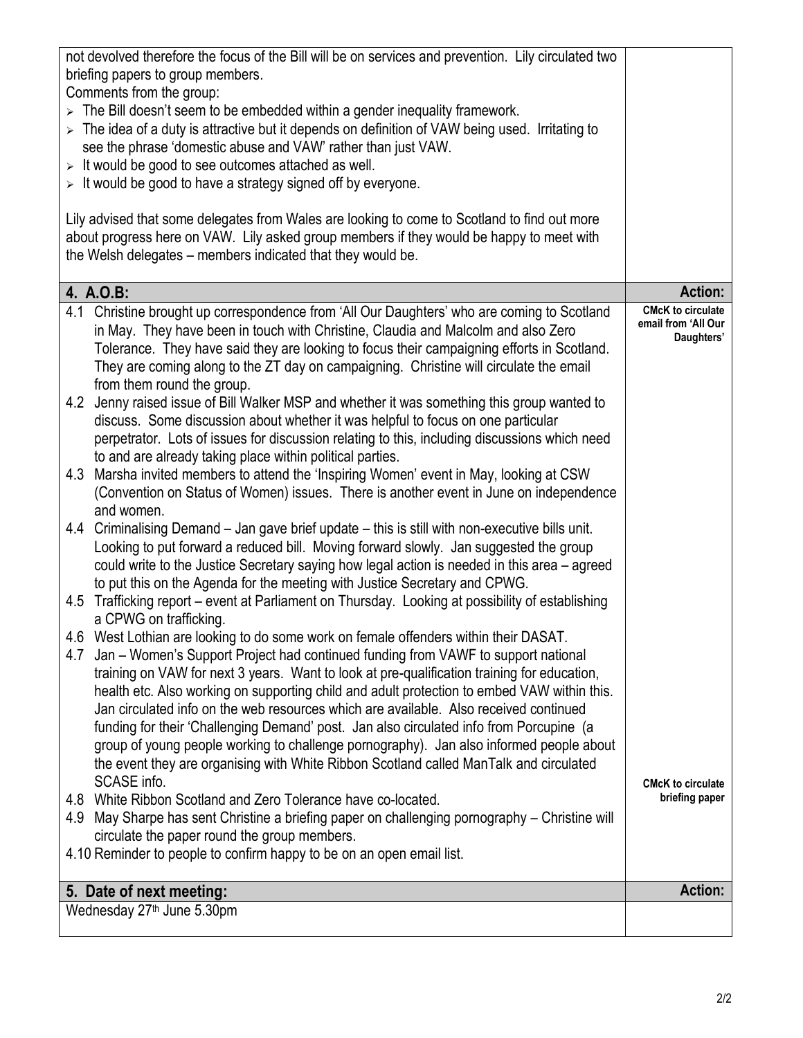| | |
|---|---|
| not devolved therefore the focus of the Bill will be on services and prevention. Lily circulated two briefing papers to group members.<br>Comments from the group:<br>➢ The Bill doesn't seem to be embedded within a gender inequality framework.<br>➢ The idea of a duty is attractive but it depends on definition of VAW being used. Irritating to see the phrase 'domestic abuse and VAW' rather than just VAW.<br>➢ It would be good to see outcomes attached as well.<br>➢ It would be good to have a strategy signed off by everyone.<br><br>Lily advised that some delegates from Wales are looking to come to Scotland to find out more about progress here on VAW. Lily asked group members if they would be happy to meet with the Welsh delegates – members indicated that they would be. | |
| **4. A.O.B:** | **Action:** |
| 4.1 Christine brought up correspondence from 'All Our Daughters' who are coming to Scotland in May. They have been in touch with Christine, Claudia and Malcolm and also Zero Tolerance. They have said they are looking to focus their campaigning efforts in Scotland. They are coming along to the ZT day on campaigning. Christine will circulate the email from them round the group.<br>4.2 Jenny raised issue of Bill Walker MSP and whether it was something this group wanted to discuss. Some discussion about whether it was helpful to focus on one particular perpetrator. Lots of issues for discussion relating to this, including discussions which need to and are already taking place within political parties.<br>4.3 Marsha invited members to attend the 'Inspiring Women' event in May, looking at CSW (Convention on Status of Women) issues. There is another event in June on independence and women.<br>4.4 Criminalising Demand – Jan gave brief update – this is still with non-executive bills unit. Looking to put forward a reduced bill. Moving forward slowly. Jan suggested the group could write to the Justice Secretary saying how legal action is needed in this area – agreed to put this on the Agenda for the meeting with Justice Secretary and CPWG.<br>4.5 Trafficking report – event at Parliament on Thursday. Looking at possibility of establishing a CPWG on trafficking.<br>4.6 West Lothian are looking to do some work on female offenders within their DASAT.<br>4.7 Jan – Women's Support Project had continued funding from VAWF to support national training on VAW for next 3 years. Want to look at pre-qualification training for education, health etc. Also working on supporting child and adult protection to embed VAW within this. Jan circulated info on the web resources which are available. Also received continued funding for their 'Challenging Demand' post. Jan also circulated info from Porcupine (a group of young people working to challenge pornography). Jan also informed people about the event they are organising with White Ribbon Scotland called ManTalk and circulated SCASE info.<br>4.8 White Ribbon Scotland and Zero Tolerance have co-located.<br>4.9 May Sharpe has sent Christine a briefing paper on challenging pornography – Christine will circulate the paper round the group members.<br>4.10 Reminder to people to confirm happy to be on an open email list. | **CMcK to circulate email from 'All Our Daughters'**<br><br>**CMcK to circulate briefing paper** |
| **5. Date of next meeting:** | **Action:** |
| Wednesday 27th June 5.30pm | |